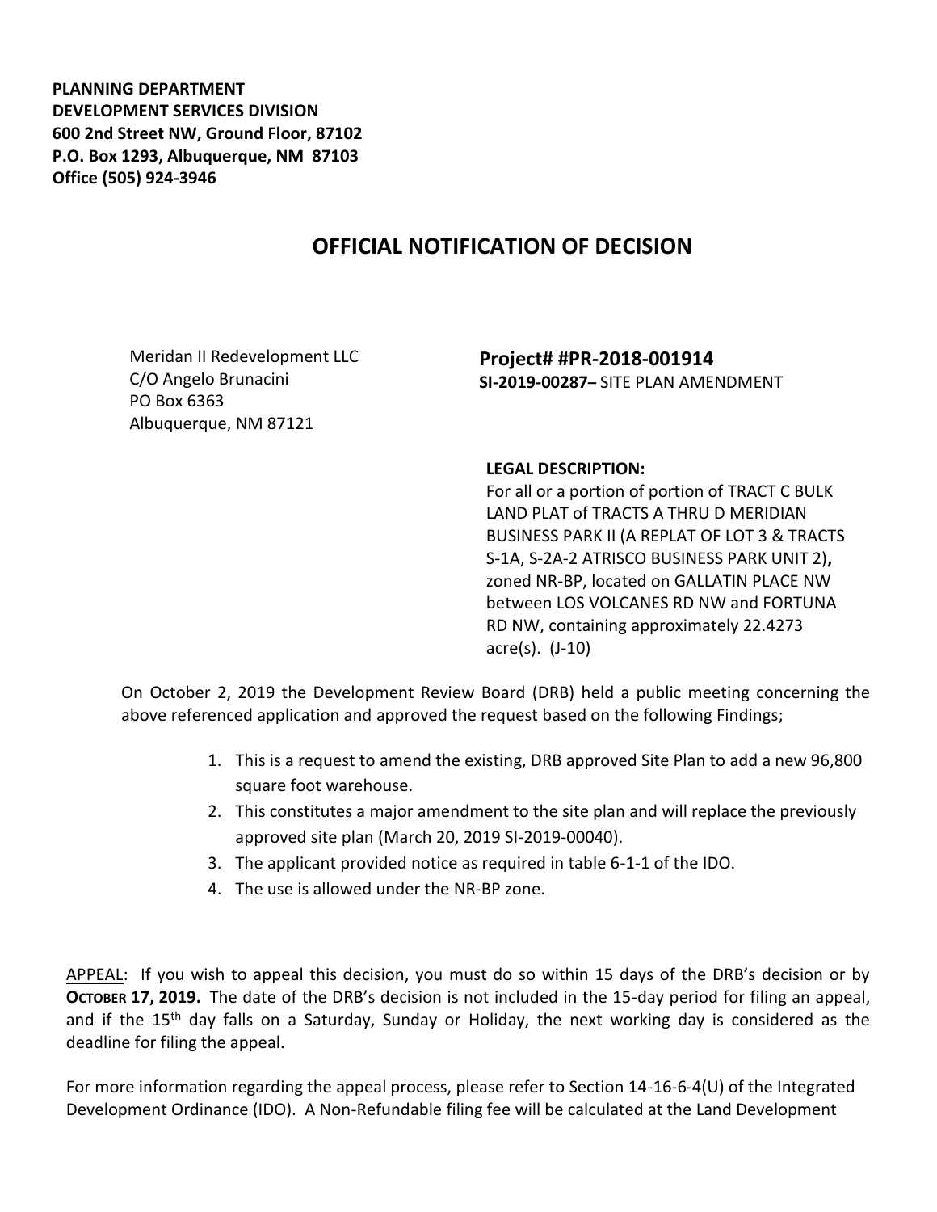**PLANNING DEPARTMENT**
**DEVELOPMENT SERVICES DIVISION**
**600 2nd Street NW, Ground Floor, 87102**
**P.O. Box 1293, Albuquerque, NM 87103**
**Office (505) 924-3946**

# OFFICIAL NOTIFICATION OF DECISION

Meridan II Redevelopment LLC
C/O Angelo Brunacini
PO Box 6363
Albuquerque, NM 87121

**Project# #PR-2018-001914**
**SI-2019-00287–** SITE PLAN AMENDMENT

**LEGAL DESCRIPTION:**
For all or a portion of portion of TRACT C BULK LAND PLAT of TRACTS A THRU D MERIDIAN BUSINESS PARK II (A REPLAT OF LOT 3 & TRACTS S-1A, S-2A-2 ATRISCO BUSINESS PARK UNIT 2)**,** zoned NR-BP, located on GALLATIN PLACE NW between LOS VOLCANES RD NW and FORTUNA RD NW, containing approximately 22.4273 acre(s). (J-10)

On October 2, 2019 the Development Review Board (DRB) held a public meeting concerning the above referenced application and approved the request based on the following Findings;

1. This is a request to amend the existing, DRB approved Site Plan to add a new 96,800 square foot warehouse.
2. This constitutes a major amendment to the site plan and will replace the previously approved site plan (March 20, 2019 SI-2019-00040).
3. The applicant provided notice as required in table 6-1-1 of the IDO.
4. The use is allowed under the NR-BP zone.

APPEAL: If you wish to appeal this decision, you must do so within 15 days of the DRB's decision or by **OCTOBER 17, 2019.** The date of the DRB's decision is not included in the 15-day period for filing an appeal, and if the 15th day falls on a Saturday, Sunday or Holiday, the next working day is considered as the deadline for filing the appeal.

For more information regarding the appeal process, please refer to Section 14-16-6-4(U) of the Integrated Development Ordinance (IDO). A Non-Refundable filing fee will be calculated at the Land Development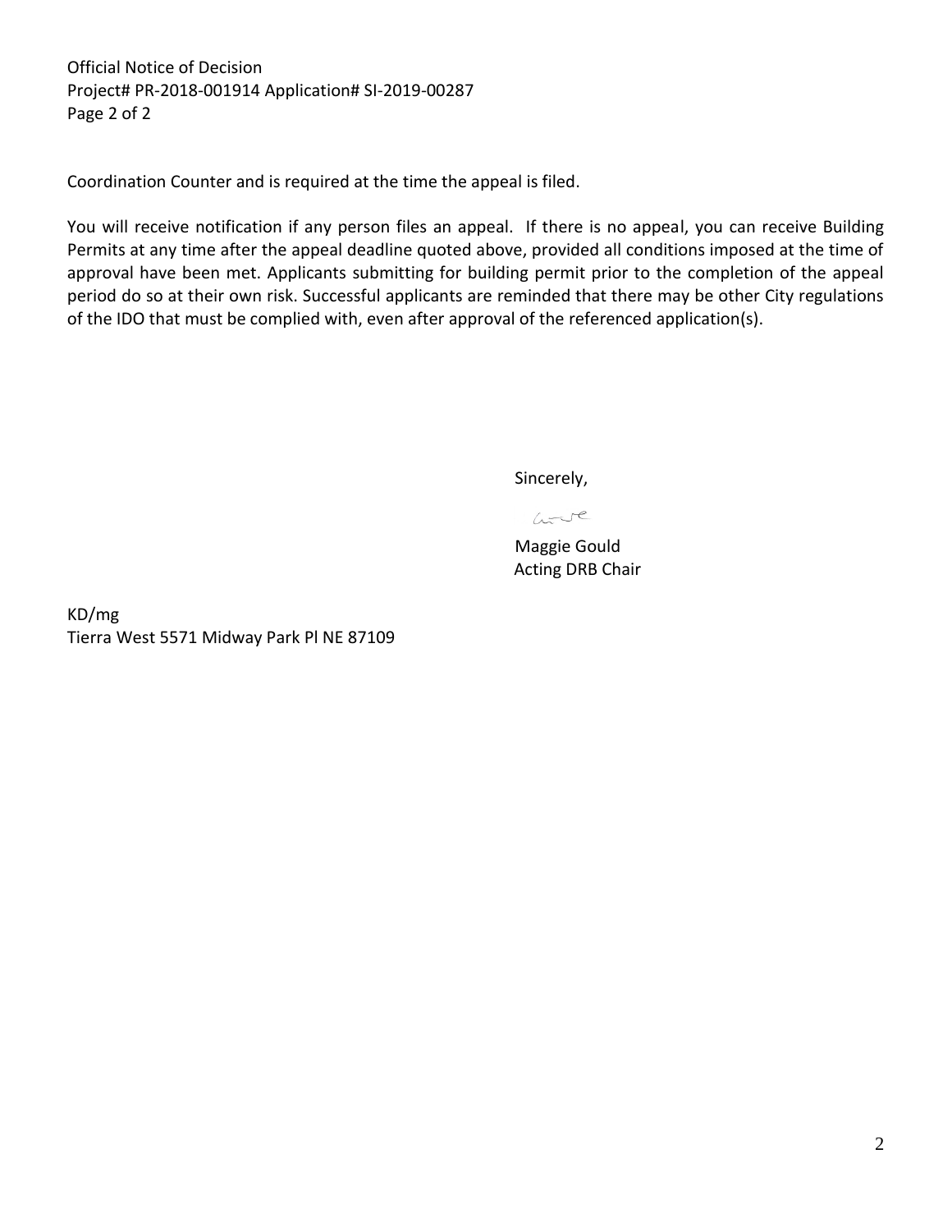Coordination Counter and is required at the time the appeal is filed.

You will receive notification if any person files an appeal. If there is no appeal, you can receive Building Permits at any time after the appeal deadline quoted above, provided all conditions imposed at the time of approval have been met. Applicants submitting for building permit prior to the completion of the appeal period do so at their own risk. Successful applicants are reminded that there may be other City regulations of the IDO that must be complied with, even after approval of the referenced application(s).

Sincerely,

Maggie Gould
Acting DRB Chair

KD/mg
Tierra West 5571 Midway Park Pl NE 87109